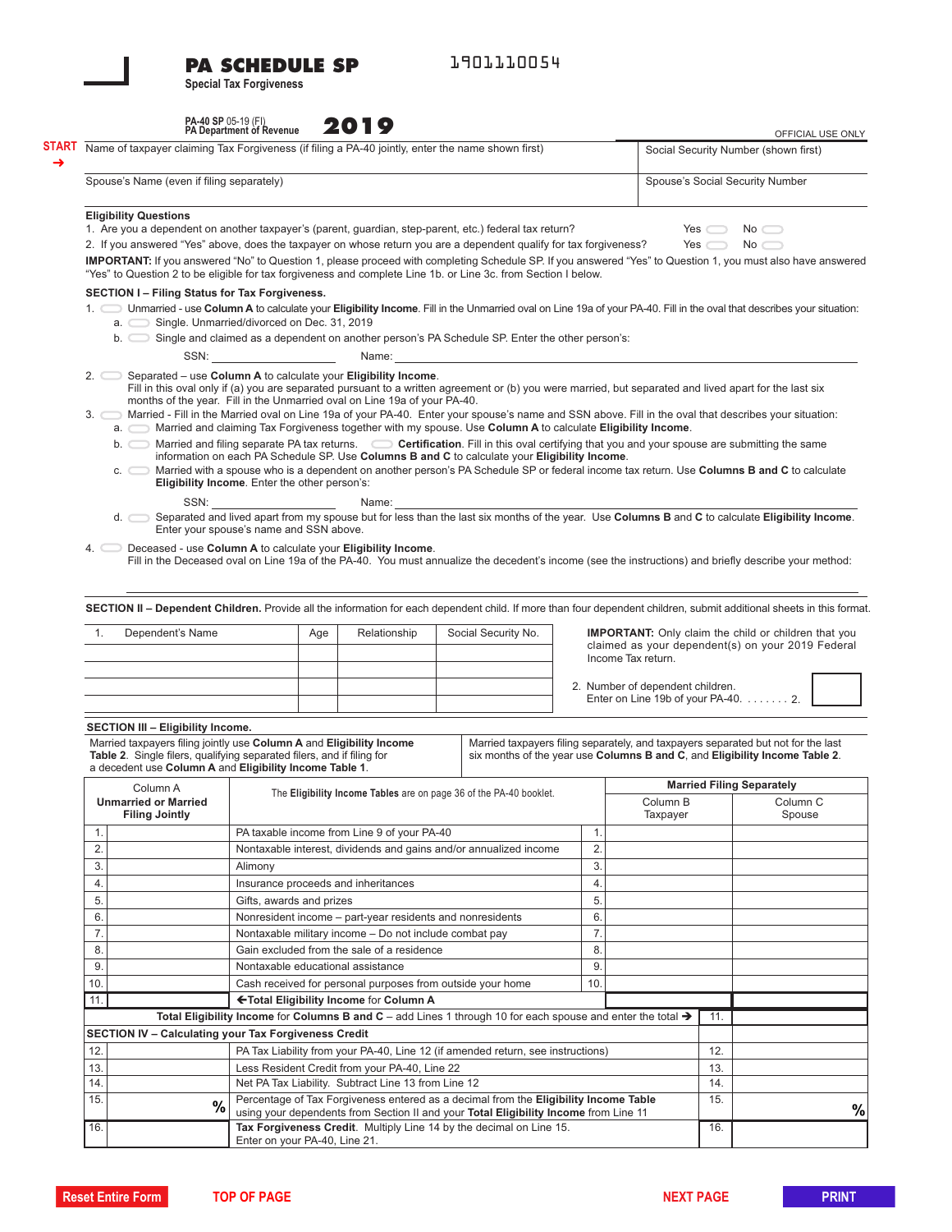# PA SCHEDULE SP

**Special Tax Forgiveness**

1901110054

PA-40 SP 05-19 (FI)
PA Department of Revenue

**2019**

OFFICIAL USE ONLY

START →

| Name of taxpayer claiming Tax Forgiveness (if filing a PA-40 jointly, enter the name shown first) | Social Security Number (shown first) |
|---|---|
| Spouse's Name (even if filing separately) | Spouse's Social Security Number |

**Eligibility Questions**

1. Are you a dependent on another taxpayer's (parent, guardian, step-parent, etc.) federal tax return? Yes ◯ No ◯
2. If you answered "Yes" above, does the taxpayer on whose return you are a dependent qualify for tax forgiveness? Yes ◯ No ◯

**IMPORTANT:** If you answered "No" to Question 1, please proceed with completing Schedule SP. If you answered "Yes" to Question 1, you must also have answered "Yes" to Question 2 to be eligible for tax forgiveness and complete Line 1b. or Line 3c. from Section I below.

**SECTION I – Filing Status for Tax Forgiveness.**

1. ◯ Unmarried - use **Column A** to calculate your **Eligibility Income**. Fill in the Unmarried oval on Line 19a of your PA-40. Fill in the oval that describes your situation:
   a. ◯ Single. Unmarried/divorced on Dec. 31, 2019
   b. ◯ Single and claimed as a dependent on another person's PA Schedule SP. Enter the other person's:
      SSN: ________ Name: ________
2. ◯ Separated – use **Column A** to calculate your **Eligibility Income**.
   Fill in this oval only if (a) you are separated pursuant to a written agreement or (b) you were married, but separated and lived apart for the last six months of the year. Fill in the Unmarried oval on Line 19a of your PA-40.
3. ◯ Married - Fill in the Married oval on Line 19a of your PA-40. Enter your spouse's name and SSN above. Fill in the oval that describes your situation:
   a. ◯ Married and claiming Tax Forgiveness together with my spouse. Use **Column A** to calculate **Eligibility Income**.
   b. ◯ Married and filing separate PA tax returns. ◯ **Certification**. Fill in this oval certifying that you and your spouse are submitting the same information on each PA Schedule SP. Use **Columns B and C** to calculate your **Eligibility Income**.
   c. ◯ Married with a spouse who is a dependent on another person's PA Schedule SP or federal income tax return. Use **Columns B and C** to calculate **Eligibility Income**. Enter the other person's:
      SSN: ________ Name: ________
   d. ◯ Separated and lived apart from my spouse but for less than the last six months of the year. Use **Columns B** and **C** to calculate **Eligibility Income**. Enter your spouse's name and SSN above.
4. ◯ Deceased - use **Column A** to calculate your **Eligibility Income**.
   Fill in the Deceased oval on Line 19a of the PA-40. You must annualize the decedent's income (see the instructions) and briefly describe your method:

**SECTION II – Dependent Children.** Provide all the information for each dependent child. If more than four dependent children, submit additional sheets in this format.

| 1. Dependent's Name | Age | Relationship | Social Security No. |
|---|---|---|---|
| | | | |
| | | | |
| | | | |
| | | | |

**IMPORTANT:** Only claim the child or children that you claimed as your dependent(s) on your 2019 Federal Income Tax Return.

2. Number of dependent children. Enter on Line 19b of your PA-40. . . . . . . . 2. ____

**SECTION III – Eligibility Income.**

Married taxpayers filing jointly use **Column A** and **Eligibility Income Table 2**. Single filers, qualifying separated filers, and if filing for a decedent use **Column A** and **Eligibility Income Table 1**.

Married taxpayers filing separately, and taxpayers separated but not for the last six months of the year use **Columns B and C**, and **Eligibility Income Table 2**.

| | Column A Unmarried or Married Filing Jointly | The **Eligibility Income Tables** are on page 36 of the PA-40 booklet. | | Married Filing Separately: Column B Taxpayer | Married Filing Separately: Column C Spouse |
|---|---|---|---|---|---|
| 1. | | PA taxable income from Line 9 of your PA-40 | 1. | | |
| 2. | | Nontaxable interest, dividends and gains and/or annualized income | 2. | | |
| 3. | | Alimony | 3. | | |
| 4. | | Insurance proceeds and inheritances | 4. | | |
| 5. | | Gifts, awards and prizes | 5. | | |
| 6. | | Nonresident income – part-year residents and nonresidents | 6. | | |
| 7. | | Nontaxable military income – Do not include combat pay | 7. | | |
| 8. | | Gain excluded from the sale of a residence | 8. | | |
| 9. | | Nontaxable educational assistance | 9. | | |
| 10. | | Cash received for personal purposes from outside your home | 10. | | |
| 11. | | ←**Total Eligibility Income** for Column A | | | |
| | | **Total Eligibility Income** for **Columns B and C** – add Lines 1 through 10 for each spouse and enter the total → | 11. | | |

**SECTION IV – Calculating your Tax Forgiveness Credit**

| | | | | |
|---|---|---|---|---|
| 12. | | PA Tax Liability from your PA-40, Line 12 (if amended return, see instructions) | 12. | |
| 13. | | Less Resident Credit from your PA-40, Line 22 | 13. | |
| 14. | | Net PA Tax Liability. Subtract Line 13 from Line 12 | 14. | |
| 15. | % | Percentage of Tax Forgiveness entered as a decimal from the **Eligibility Income Table** using your dependents from Section II and your **Total Eligibility Income** from Line 11 | 15. | % |
| 16. | | **Tax Forgiveness Credit**. Multiply Line 14 by the decimal on Line 15. Enter on your PA-40, Line 21. | 16. | |

Reset Entire Form | TOP OF PAGE | NEXT PAGE | PRINT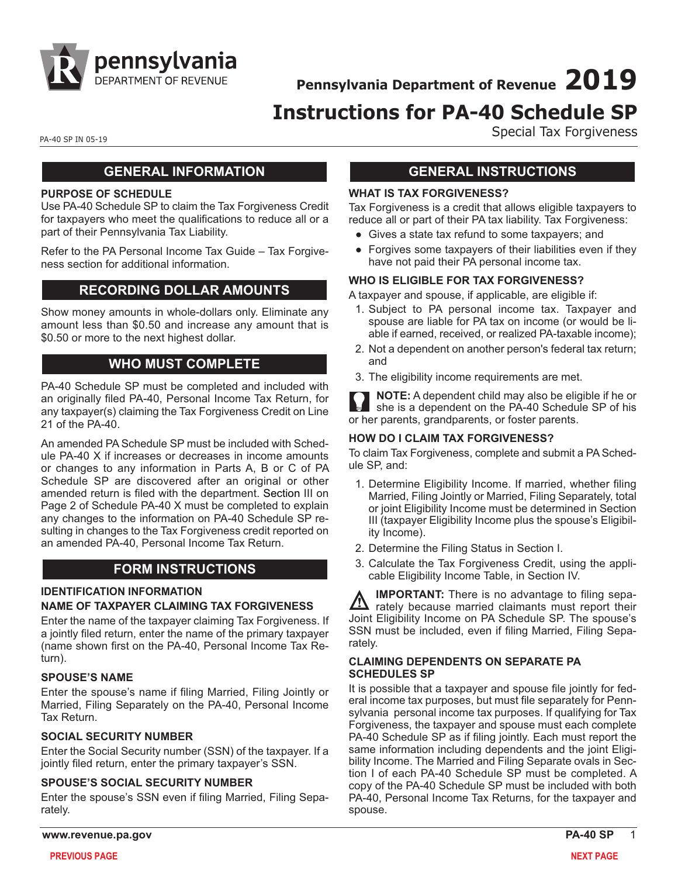# Pennsylvania Department of Revenue 2019

# Instructions for PA-40 Schedule SP

Special Tax Forgiveness

PA-40 SP IN 05-19

## GENERAL INFORMATION

### PURPOSE OF SCHEDULE

Use PA-40 Schedule SP to claim the Tax Forgiveness Credit for taxpayers who meet the qualifications to reduce all or a part of their Pennsylvania Tax Liability.

Refer to the PA Personal Income Tax Guide – Tax Forgiveness section for additional information.

## RECORDING DOLLAR AMOUNTS

Show money amounts in whole-dollars only. Eliminate any amount less than $0.50 and increase any amount that is $0.50 or more to the next highest dollar.

## WHO MUST COMPLETE

PA-40 Schedule SP must be completed and included with an originally filed PA-40, Personal Income Tax Return, for any taxpayer(s) claiming the Tax Forgiveness Credit on Line 21 of the PA-40.

An amended PA Schedule SP must be included with Schedule PA-40 X if increases or decreases in income amounts or changes to any information in Parts A, B or C of PA Schedule SP are discovered after an original or other amended return is filed with the department. Section III on Page 2 of Schedule PA-40 X must be completed to explain any changes to the information on PA-40 Schedule SP resulting in changes to the Tax Forgiveness credit reported on an amended PA-40, Personal Income Tax Return.

## FORM INSTRUCTIONS

### IDENTIFICATION INFORMATION

### NAME OF TAXPAYER CLAIMING TAX FORGIVENESS

Enter the name of the taxpayer claiming Tax Forgiveness. If a jointly filed return, enter the name of the primary taxpayer (name shown first on the PA-40, Personal Income Tax Return).

### SPOUSE'S NAME

Enter the spouse's name if filing Married, Filing Jointly or Married, Filing Separately on the PA-40, Personal Income Tax Return.

### SOCIAL SECURITY NUMBER

Enter the Social Security number (SSN) of the taxpayer. If a jointly filed return, enter the primary taxpayer's SSN.

### SPOUSE'S SOCIAL SECURITY NUMBER

Enter the spouse's SSN even if filing Married, Filing Separately.

## GENERAL INSTRUCTIONS

### WHAT IS TAX FORGIVENESS?

Tax Forgiveness is a credit that allows eligible taxpayers to reduce all or part of their PA tax liability. Tax Forgiveness:

- Gives a state tax refund to some taxpayers; and
- Forgives some taxpayers of their liabilities even if they have not paid their PA personal income tax.

### WHO IS ELIGIBLE FOR TAX FORGIVENESS?

A taxpayer and spouse, if applicable, are eligible if:

1. Subject to PA personal income tax. Taxpayer and spouse are liable for PA tax on income (or would be liable if earned, received, or realized PA-taxable income);
2. Not a dependent on another person's federal tax return; and
3. The eligibility income requirements are met.

**NOTE:** A dependent child may also be eligible if he or she is a dependent on the PA-40 Schedule SP of his or her parents, grandparents, or foster parents.

### HOW DO I CLAIM TAX FORGIVENESS?

To claim Tax Forgiveness, complete and submit a PA Schedule SP, and:

1. Determine Eligibility Income. If married, whether filing Married, Filing Jointly or Married, Filing Separately, total or joint Eligibility Income must be determined in Section III (taxpayer Eligibility Income plus the spouse's Eligibility Income).
2. Determine the Filing Status in Section I.
3. Calculate the Tax Forgiveness Credit, using the applicable Eligibility Income Table, in Section IV.

**IMPORTANT:** There is no advantage to filing separately because married claimants must report their Joint Eligibility Income on PA Schedule SP. The spouse's SSN must be included, even if filing Married, Filing Separately.

### CLAIMING DEPENDENTS ON SEPARATE PA SCHEDULES SP

It is possible that a taxpayer and spouse file jointly for federal income tax purposes, but must file separately for Pennsylvania personal income tax purposes. If qualifying for Tax Forgiveness, the taxpayer and spouse must each complete PA-40 Schedule SP as if filing jointly. Each must report the same information including dependents and the joint Eligibility Income. The Married and Filing Separate ovals in Section I of each PA-40 Schedule SP must be completed. A copy of the PA-40 Schedule SP must be included with both PA-40, Personal Income Tax Returns, for the taxpayer and spouse.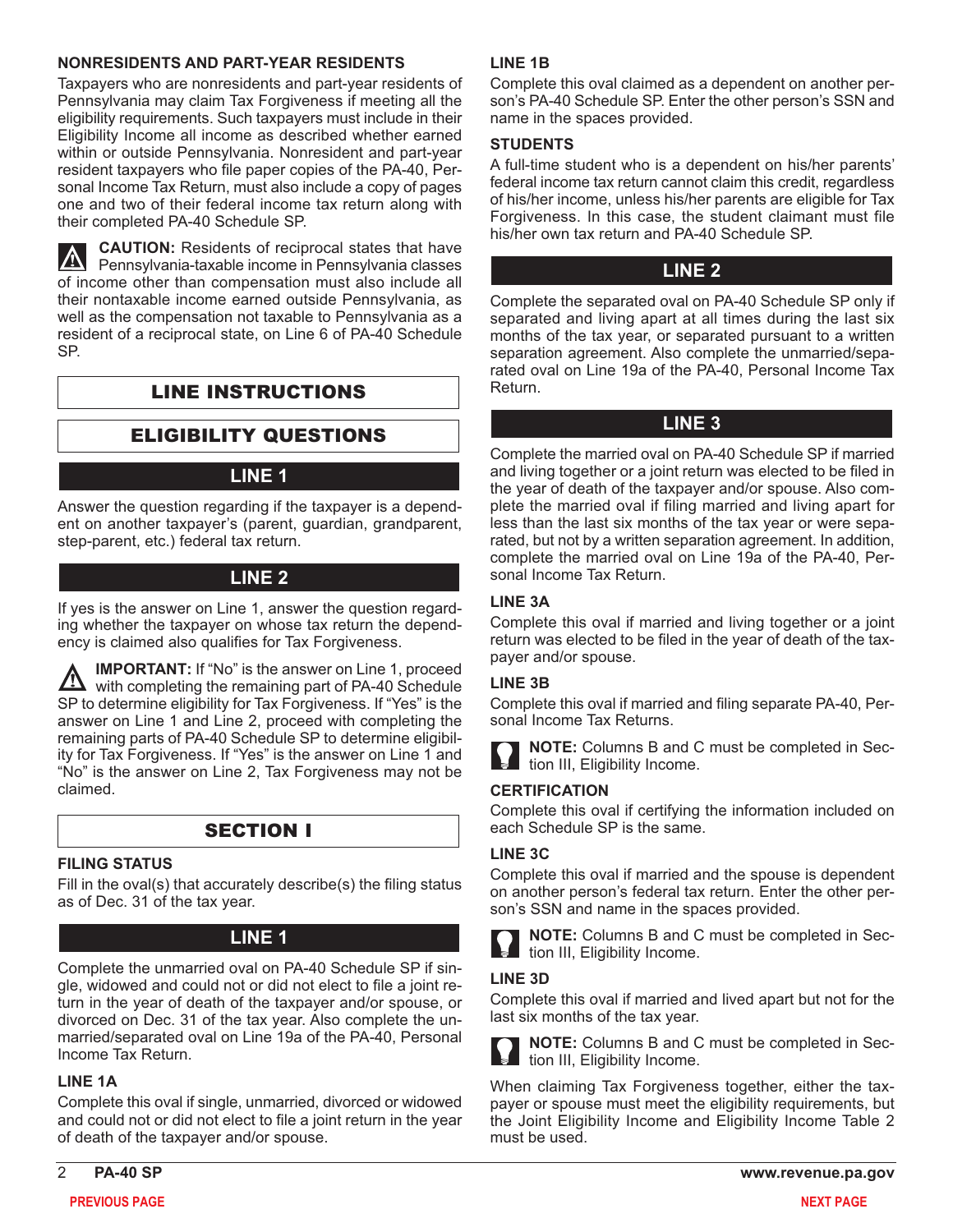### NONRESIDENTS AND PART-YEAR RESIDENTS

Taxpayers who are nonresidents and part-year residents of Pennsylvania may claim Tax Forgiveness if meeting all the eligibility requirements. Such taxpayers must include in their Eligibility Income all income as described whether earned within or outside Pennsylvania. Nonresident and part-year resident taxpayers who file paper copies of the PA-40, Personal Income Tax Return, must also include a copy of pages one and two of their federal income tax return along with their completed PA-40 Schedule SP.

**CAUTION:** Residents of reciprocal states that have Pennsylvania-taxable income in Pennsylvania classes of income other than compensation must also include all their nontaxable income earned outside Pennsylvania, as well as the compensation not taxable to Pennsylvania as a resident of a reciprocal state, on Line 6 of PA-40 Schedule SP.

# LINE INSTRUCTIONS

## ELIGIBILITY QUESTIONS

### LINE 1

Answer the question regarding if the taxpayer is a dependent on another taxpayer's (parent, guardian, grandparent, step-parent, etc.) federal tax return.

### LINE 2

If yes is the answer on Line 1, answer the question regarding whether the taxpayer on whose tax return the dependency is claimed also qualifies for Tax Forgiveness.

**IMPORTANT:** If "No" is the answer on Line 1, proceed with completing the remaining part of PA-40 Schedule SP to determine eligibility for Tax Forgiveness. If "Yes" is the answer on Line 1 and Line 2, proceed with completing the remaining parts of PA-40 Schedule SP to determine eligibility for Tax Forgiveness. If "Yes" is the answer on Line 1 and "No" is the answer on Line 2, Tax Forgiveness may not be claimed.

## SECTION I

### FILING STATUS

Fill in the oval(s) that accurately describe(s) the filing status as of Dec. 31 of the tax year.

### LINE 1

Complete the unmarried oval on PA-40 Schedule SP if single, widowed and could not or did not elect to file a joint return in the year of death of the taxpayer and/or spouse, or divorced on Dec. 31 of the tax year. Also complete the unmarried/separated oval on Line 19a of the PA-40, Personal Income Tax Return.

#### LINE 1A

Complete this oval if single, unmarried, divorced or widowed and could not or did not elect to file a joint return in the year of death of the taxpayer and/or spouse.

#### LINE 1B

Complete this oval claimed as a dependent on another person's PA-40 Schedule SP. Enter the other person's SSN and name in the spaces provided.

#### STUDENTS

A full-time student who is a dependent on his/her parents' federal income tax return cannot claim this credit, regardless of his/her income, unless his/her parents are eligible for Tax Forgiveness. In this case, the student claimant must file his/her own tax return and PA-40 Schedule SP.

### LINE 2

Complete the separated oval on PA-40 Schedule SP only if separated and living apart at all times during the last six months of the tax year, or separated pursuant to a written separation agreement. Also complete the unmarried/separated oval on Line 19a of the PA-40, Personal Income Tax Return.

### LINE 3

Complete the married oval on PA-40 Schedule SP if married and living together or a joint return was elected to be filed in the year of death of the taxpayer and/or spouse. Also complete the married oval if filing married and living apart for less than the last six months of the tax year or were separated, but not by a written separation agreement. In addition, complete the married oval on Line 19a of the PA-40, Personal Income Tax Return.

#### LINE 3A

Complete this oval if married and living together or a joint return was elected to be filed in the year of death of the taxpayer and/or spouse.

#### LINE 3B

Complete this oval if married and filing separate PA-40, Personal Income Tax Returns.

**NOTE:** Columns B and C must be completed in Section III, Eligibility Income.

#### CERTIFICATION

Complete this oval if certifying the information included on each Schedule SP is the same.

#### LINE 3C

Complete this oval if married and the spouse is dependent on another person's federal tax return. Enter the other person's SSN and name in the spaces provided.

**NOTE:** Columns B and C must be completed in Section III, Eligibility Income.

#### LINE 3D

Complete this oval if married and lived apart but not for the last six months of the tax year.

**NOTE:** Columns B and C must be completed in Section III, Eligibility Income.

When claiming Tax Forgiveness together, either the taxpayer or spouse must meet the eligibility requirements, but the Joint Eligibility Income and Eligibility Income Table 2 must be used.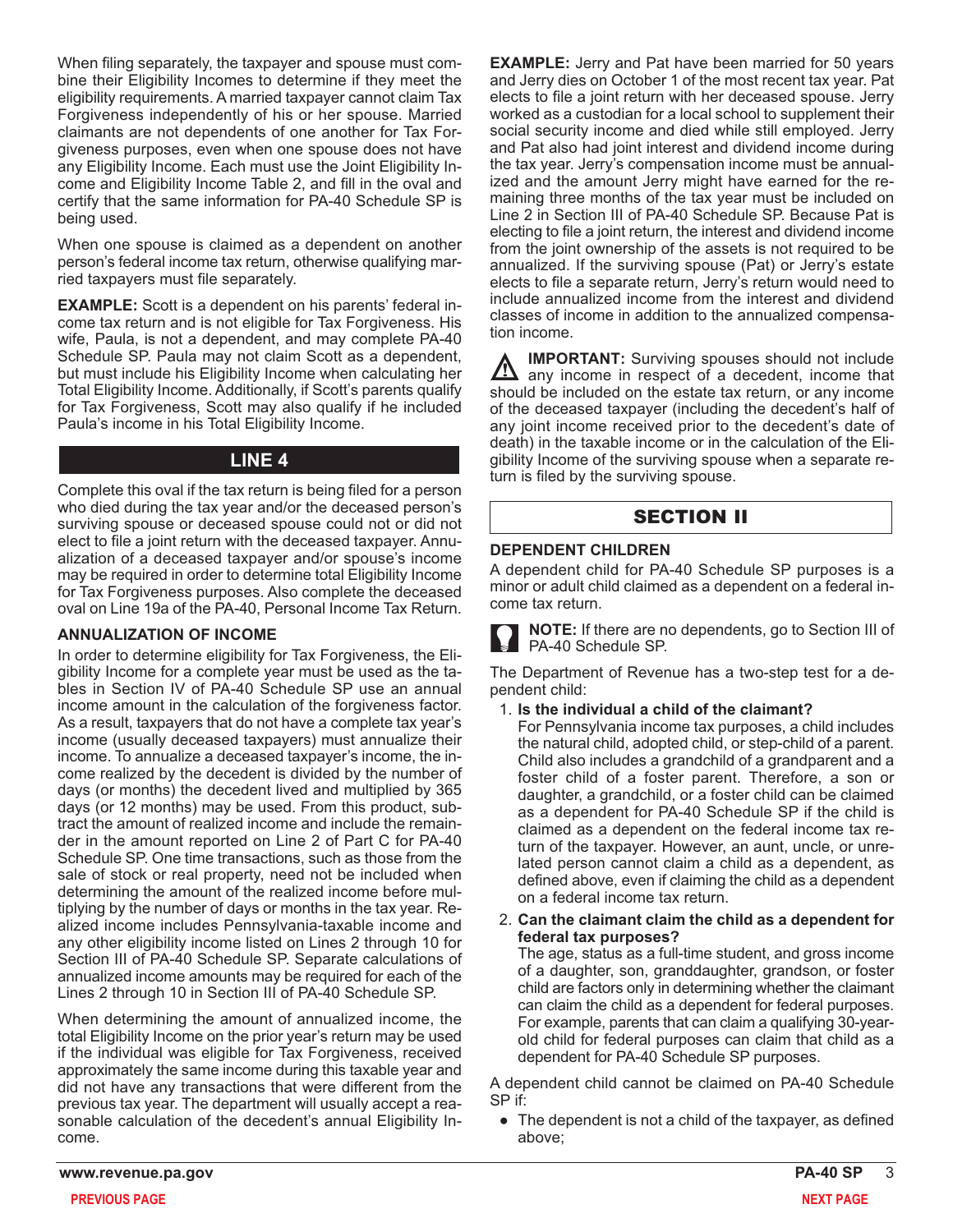When filing separately, the taxpayer and spouse must combine their Eligibility Incomes to determine if they meet the eligibility requirements. A married taxpayer cannot claim Tax Forgiveness independently of his or her spouse. Married claimants are not dependents of one another for Tax Forgiveness purposes, even when one spouse does not have any Eligibility Income. Each must use the Joint Eligibility Income and Eligibility Income Table 2, and fill in the oval and certify that the same information for PA-40 Schedule SP is being used.

When one spouse is claimed as a dependent on another person's federal income tax return, otherwise qualifying married taxpayers must file separately.

**EXAMPLE:** Scott is a dependent on his parents' federal income tax return and is not eligible for Tax Forgiveness. His wife, Paula, is not a dependent, and may complete PA-40 Schedule SP. Paula may not claim Scott as a dependent, but must include his Eligibility Income when calculating her Total Eligibility Income. Additionally, if Scott's parents qualify for Tax Forgiveness, Scott may also qualify if he included Paula's income in his Total Eligibility Income.

## LINE 4

Complete this oval if the tax return is being filed for a person who died during the tax year and/or the deceased person's surviving spouse or deceased spouse could not or did not elect to file a joint return with the deceased taxpayer. Annualization of a deceased taxpayer and/or spouse's income may be required in order to determine total Eligibility Income for Tax Forgiveness purposes. Also complete the deceased oval on Line 19a of the PA-40, Personal Income Tax Return.

### ANNUALIZATION OF INCOME

In order to determine eligibility for Tax Forgiveness, the Eligibility Income for a complete year must be used as the tables in Section IV of PA-40 Schedule SP use an annual income amount in the calculation of the forgiveness factor. As a result, taxpayers that do not have a complete tax year's income (usually deceased taxpayers) must annualize their income. To annualize a deceased taxpayer's income, the income realized by the decedent is divided by the number of days (or months) the decedent lived and multiplied by 365 days (or 12 months) may be used. From this product, subtract the amount of realized income and include the remainder in the amount reported on Line 2 of Part C for PA-40 Schedule SP. One time transactions, such as those from the sale of stock or real property, need not be included when determining the amount of the realized income before multiplying by the number of days or months in the tax year. Realized income includes Pennsylvania-taxable income and any other eligibility income listed on Lines 2 through 10 for Section III of PA-40 Schedule SP. Separate calculations of annualized income amounts may be required for each of the Lines 2 through 10 in Section III of PA-40 Schedule SP.

When determining the amount of annualized income, the total Eligibility Income on the prior year's return may be used if the individual was eligible for Tax Forgiveness, received approximately the same income during this taxable year and did not have any transactions that were different from the previous tax year. The department will usually accept a reasonable calculation of the decedent's annual Eligibility Income.

**EXAMPLE:** Jerry and Pat have been married for 50 years and Jerry dies on October 1 of the most recent tax year. Pat elects to file a joint return with her deceased spouse. Jerry worked as a custodian for a local school to supplement their social security income and died while still employed. Jerry and Pat also had joint interest and dividend income during the tax year. Jerry's compensation income must be annualized and the amount Jerry might have earned for the remaining three months of the tax year must be included on Line 2 in Section III of PA-40 Schedule SP. Because Pat is electing to file a joint return, the interest and dividend income from the joint ownership of the assets is not required to be annualized. If the surviving spouse (Pat) or Jerry's estate elects to file a separate return, Jerry's return would need to include annualized income from the interest and dividend classes of income in addition to the annualized compensation income.

**IMPORTANT:** Surviving spouses should not include any income in respect of a decedent, income that should be included on the estate tax return, or any income of the deceased taxpayer (including the decedent's half of any joint income received prior to the decedent's date of death) in the taxable income or in the calculation of the Eligibility Income of the surviving spouse when a separate return is filed by the surviving spouse.

## SECTION II

### DEPENDENT CHILDREN

A dependent child for PA-40 Schedule SP purposes is a minor or adult child claimed as a dependent on a federal income tax return.

**NOTE:** If there are no dependents, go to Section III of PA-40 Schedule SP.

The Department of Revenue has a two-step test for a dependent child:

1. **Is the individual a child of the claimant?**
   For Pennsylvania income tax purposes, a child includes the natural child, adopted child, or step-child of a parent. Child also includes a grandchild of a grandparent and a foster child of a foster parent. Therefore, a son or daughter, a grandchild, or a foster child can be claimed as a dependent for PA-40 Schedule SP if the child is claimed as a dependent on the federal income tax return of the taxpayer. However, an aunt, uncle, or unrelated person cannot claim a child as a dependent, as defined above, even if claiming the child as a dependent on a federal income tax return.
2. **Can the claimant claim the child as a dependent for federal tax purposes?**
   The age, status as a full-time student, and gross income of a daughter, son, granddaughter, grandson, or foster child are factors only in determining whether the claimant can claim the child as a dependent for federal purposes. For example, parents that can claim a qualifying 30-year-old child for federal purposes can claim that child as a dependent for PA-40 Schedule SP purposes.

A dependent child cannot be claimed on PA-40 Schedule SP if:

- The dependent is not a child of the taxpayer, as defined above;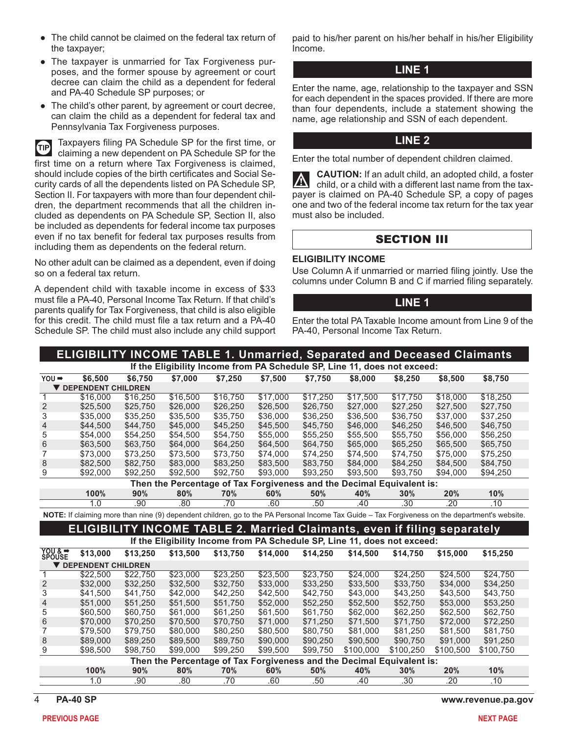- The child cannot be claimed on the federal tax return of the taxpayer;
- The taxpayer is unmarried for Tax Forgiveness purposes, and the former spouse by agreement or court decree can claim the child as a dependent for federal and PA-40 Schedule SP purposes; or
- The child's other parent, by agreement or court decree, can claim the child as a dependent for federal tax and Pennsylvania Tax Forgiveness purposes.

**TIP** Taxpayers filing PA Schedule SP for the first time, or claiming a new dependent on PA Schedule SP for the first time on a return where Tax Forgiveness is claimed, should include copies of the birth certificates and Social Security cards of all the dependents listed on PA Schedule SP, Section II. For taxpayers with more than four dependent children, the department recommends that all the children included as dependents on PA Schedule SP, Section II, also be included as dependents for federal income tax purposes even if no tax benefit for federal tax purposes results from including them as dependents on the federal return.

No other adult can be claimed as a dependent, even if doing so on a federal tax return.

A dependent child with taxable income in excess of $33 must file a PA-40, Personal Income Tax Return. If that child's parents qualify for Tax Forgiveness, that child is also eligible for this credit. The child must file a tax return and a PA-40 Schedule SP. The child must also include any child support paid to his/her parent on his/her behalf in his/her Eligibility Income.

## LINE 1

Enter the name, age, relationship to the taxpayer and SSN for each dependent in the spaces provided. If there are more than four dependents, include a statement showing the name, age relationship and SSN of each dependent.

## LINE 2

Enter the total number of dependent children claimed.

**CAUTION:** If an adult child, an adopted child, a foster child, or a child with a different last name from the taxpayer is claimed on PA-40 Schedule SP, a copy of pages one and two of the federal income tax return for the tax year must also be included.

## SECTION III

**ELIGIBILITY INCOME**

Use Column A if unmarried or married filing jointly. Use the columns under Column B and C if married filing separately.

## LINE 1

Enter the total PA Taxable Income amount from Line 9 of the PA-40, Personal Income Tax Return.

## ELIGIBILITY INCOME TABLE 1. Unmarried, Separated and Deceased Claimants

If the Eligibility Income from PA Schedule SP, Line 11, does not exceed:

| YOU ➡ | $6,500 | $6,750 | $7,000 | $7,250 | $7,500 | $7,750 | $8,000 | $8,250 | $8,500 | $8,750 |
|---|---|---|---|---|---|---|---|---|---|---|
| ▼ DEPENDENT CHILDREN | | | | | | | | | | |
| 1 | $16,000 | $16,250 | $16,500 | $16,750 | $17,000 | $17,250 | $17,500 | $17,750 | $18,000 | $18,250 |
| 2 | $25,500 | $25,750 | $26,000 | $26,250 | $26,500 | $26,750 | $27,000 | $27,250 | $27,500 | $27,750 |
| 3 | $35,000 | $35,250 | $35,500 | $35,750 | $36,000 | $36,250 | $36,500 | $36,750 | $37,000 | $37,250 |
| 4 | $44,500 | $44,750 | $45,000 | $45,250 | $45,500 | $45,750 | $46,000 | $46,250 | $46,500 | $46,750 |
| 5 | $54,000 | $54,250 | $54,500 | $54,750 | $55,000 | $55,250 | $55,500 | $55,750 | $56,000 | $56,250 |
| 6 | $63,500 | $63,750 | $64,000 | $64,250 | $64,500 | $64,750 | $65,000 | $65,250 | $65,500 | $65,750 |
| 7 | $73,000 | $73,250 | $73,500 | $73,750 | $74,000 | $74,250 | $74,500 | $74,750 | $75,000 | $75,250 |
| 8 | $82,500 | $82,750 | $83,000 | $83,250 | $83,500 | $83,750 | $84,000 | $84,250 | $84,500 | $84,750 |
| 9 | $92,000 | $92,250 | $92,500 | $92,750 | $93,000 | $93,250 | $93,500 | $93,750 | $94,000 | $94,250 |
| Then the Percentage of Tax Forgiveness and the Decimal Equivalent is: | | | | | | | | | | |
| | 100% | 90% | 80% | 70% | 60% | 50% | 40% | 30% | 20% | 10% |
| | 1.0 | .90 | .80 | .70 | .60 | .50 | .40 | .30 | .20 | .10 |

**NOTE:** If claiming more than nine (9) dependent children, go to the PA Personal Income Tax Guide – Tax Forgiveness on the department's website.

## ELIGIBILITY INCOME TABLE 2. Married Claimants, even if filing separately

If the Eligibility Income from PA Schedule SP, Line 11, does not exceed:

| YOU & SPOUSE ➡ | $13,000 | $13,250 | $13,500 | $13,750 | $14,000 | $14,250 | $14,500 | $14,750 | $15,000 | $15,250 |
|---|---|---|---|---|---|---|---|---|---|---|
| ▼ DEPENDENT CHILDREN | | | | | | | | | | |
| 1 | $22,500 | $22,750 | $23,000 | $23,250 | $23,500 | $23,750 | $24,000 | $24,250 | $24,500 | $24,750 |
| 2 | $32,000 | $32,250 | $32,500 | $32,750 | $33,000 | $33,250 | $33,500 | $33,750 | $34,000 | $34,250 |
| 3 | $41,500 | $41,750 | $42,000 | $42,250 | $42,500 | $42,750 | $43,000 | $43,250 | $43,500 | $43,750 |
| 4 | $51,000 | $51,250 | $51,500 | $51,750 | $52,000 | $52,250 | $52,500 | $52,750 | $53,000 | $53,250 |
| 5 | $60,500 | $60,750 | $61,000 | $61,250 | $61,500 | $61,750 | $62,000 | $62,250 | $62,500 | $62,750 |
| 6 | $70,000 | $70,250 | $70,500 | $70,750 | $71,000 | $71,250 | $71,500 | $71,750 | $72,000 | $72,250 |
| 7 | $79,500 | $79,750 | $80,000 | $80,250 | $80,500 | $80,750 | $81,000 | $81,250 | $81,500 | $81,750 |
| 8 | $89,000 | $89,250 | $89,500 | $89,750 | $90,000 | $90,250 | $90,500 | $90,750 | $91,000 | $91,250 |
| 9 | $98,500 | $98,750 | $99,000 | $99,250 | $99,500 | $99,750 | $100,000 | $100,250 | $100,500 | $100,750 |
| Then the Percentage of Tax Forgiveness and the Decimal Equivalent is: | | | | | | | | | | |
| | 100% | 90% | 80% | 70% | 60% | 50% | 40% | 30% | 20% | 10% |
| | 1.0 | .90 | .80 | .70 | .60 | .50 | .40 | .30 | .20 | .10 |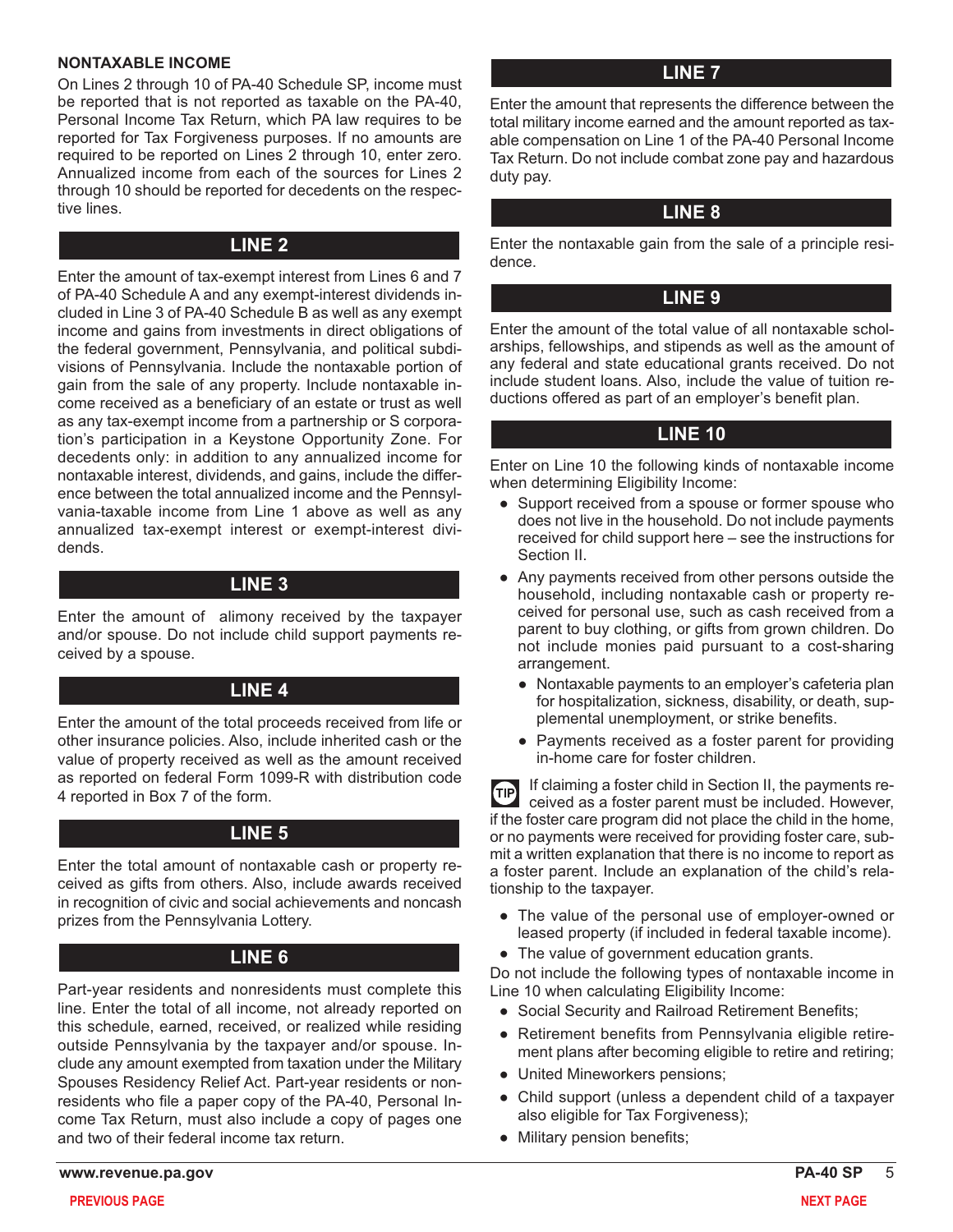## NONTAXABLE INCOME

On Lines 2 through 10 of PA-40 Schedule SP, income must be reported that is not reported as taxable on the PA-40, Personal Income Tax Return, which PA law requires to be reported for Tax Forgiveness purposes. If no amounts are required to be reported on Lines 2 through 10, enter zero. Annualized income from each of the sources for Lines 2 through 10 should be reported for decedents on the respective lines.

## LINE 2

Enter the amount of tax-exempt interest from Lines 6 and 7 of PA-40 Schedule A and any exempt-interest dividends included in Line 3 of PA-40 Schedule B as well as any exempt income and gains from investments in direct obligations of the federal government, Pennsylvania, and political subdivisions of Pennsylvania. Include the nontaxable portion of gain from the sale of any property. Include nontaxable income received as a beneficiary of an estate or trust as well as any tax-exempt income from a partnership or S corporation's participation in a Keystone Opportunity Zone. For decedents only: in addition to any annualized income for nontaxable interest, dividends, and gains, include the difference between the total annualized income and the Pennsylvania-taxable income from Line 1 above as well as any annualized tax-exempt interest or exempt-interest dividends.

## LINE 3

Enter the amount of alimony received by the taxpayer and/or spouse. Do not include child support payments received by a spouse.

## LINE 4

Enter the amount of the total proceeds received from life or other insurance policies. Also, include inherited cash or the value of property received as well as the amount received as reported on federal Form 1099-R with distribution code 4 reported in Box 7 of the form.

## LINE 5

Enter the total amount of nontaxable cash or property received as gifts from others. Also, include awards received in recognition of civic and social achievements and noncash prizes from the Pennsylvania Lottery.

## LINE 6

Part-year residents and nonresidents must complete this line. Enter the total of all income, not already reported on this schedule, earned, received, or realized while residing outside Pennsylvania by the taxpayer and/or spouse. Include any amount exempted from taxation under the Military Spouses Residency Relief Act. Part-year residents or nonresidents who file a paper copy of the PA-40, Personal Income Tax Return, must also include a copy of pages one and two of their federal income tax return.

## LINE 7

Enter the amount that represents the difference between the total military income earned and the amount reported as taxable compensation on Line 1 of the PA-40 Personal Income Tax Return. Do not include combat zone pay and hazardous duty pay.

## LINE 8

Enter the nontaxable gain from the sale of a principle residence.

## LINE 9

Enter the amount of the total value of all nontaxable scholarships, fellowships, and stipends as well as the amount of any federal and state educational grants received. Do not include student loans. Also, include the value of tuition reductions offered as part of an employer's benefit plan.

## LINE 10

Enter on Line 10 the following kinds of nontaxable income when determining Eligibility Income:

- Support received from a spouse or former spouse who does not live in the household. Do not include payments received for child support here – see the instructions for Section II.
- Any payments received from other persons outside the household, including nontaxable cash or property received for personal use, such as cash received from a parent to buy clothing, or gifts from grown children. Do not include monies paid pursuant to a cost-sharing arrangement.
  - Nontaxable payments to an employer's cafeteria plan for hospitalization, sickness, disability, or death, supplemental unemployment, or strike benefits.
  - Payments received as a foster parent for providing in-home care for foster children.

**TIP** If claiming a foster child in Section II, the payments received as a foster parent must be included. However, if the foster care program did not place the child in the home, or no payments were received for providing foster care, submit a written explanation that there is no income to report as a foster parent. Include an explanation of the child's relationship to the taxpayer.

- The value of the personal use of employer-owned or leased property (if included in federal taxable income).
- The value of government education grants.

Do not include the following types of nontaxable income in Line 10 when calculating Eligibility Income:

- Social Security and Railroad Retirement Benefits;
- Retirement benefits from Pennsylvania eligible retirement plans after becoming eligible to retire and retiring;
- United Mineworkers pensions;
- Child support (unless a dependent child of a taxpayer also eligible for Tax Forgiveness);
- Military pension benefits;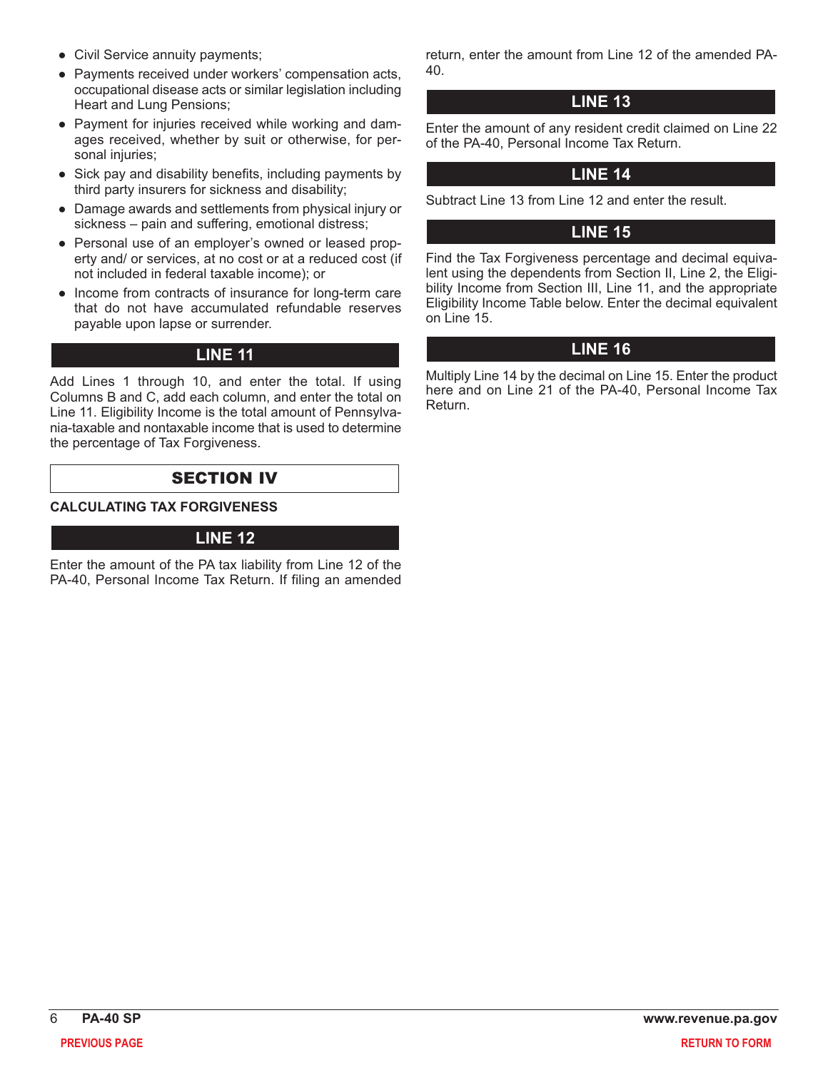- Civil Service annuity payments;
- Payments received under workers' compensation acts, occupational disease acts or similar legislation including Heart and Lung Pensions;
- Payment for injuries received while working and damages received, whether by suit or otherwise, for personal injuries;
- Sick pay and disability benefits, including payments by third party insurers for sickness and disability;
- Damage awards and settlements from physical injury or sickness – pain and suffering, emotional distress;
- Personal use of an employer's owned or leased property and/ or services, at no cost or at a reduced cost (if not included in federal taxable income); or
- Income from contracts of insurance for long-term care that do not have accumulated refundable reserves payable upon lapse or surrender.

## LINE 11

Add Lines 1 through 10, and enter the total. If using Columns B and C, add each column, and enter the total on Line 11. Eligibility Income is the total amount of Pennsylvania-taxable and nontaxable income that is used to determine the percentage of Tax Forgiveness.

## SECTION IV

**CALCULATING TAX FORGIVENESS**

## LINE 12

Enter the amount of the PA tax liability from Line 12 of the PA-40, Personal Income Tax Return. If filing an amended return, enter the amount from Line 12 of the amended PA-40.

## LINE 13

Enter the amount of any resident credit claimed on Line 22 of the PA-40, Personal Income Tax Return.

## LINE 14

Subtract Line 13 from Line 12 and enter the result.

## LINE 15

Find the Tax Forgiveness percentage and decimal equivalent using the dependents from Section II, Line 2, the Eligibility Income from Section III, Line 11, and the appropriate Eligibility Income Table below. Enter the decimal equivalent on Line 15.

## LINE 16

Multiply Line 14 by the decimal on Line 15. Enter the product here and on Line 21 of the PA-40, Personal Income Tax Return.